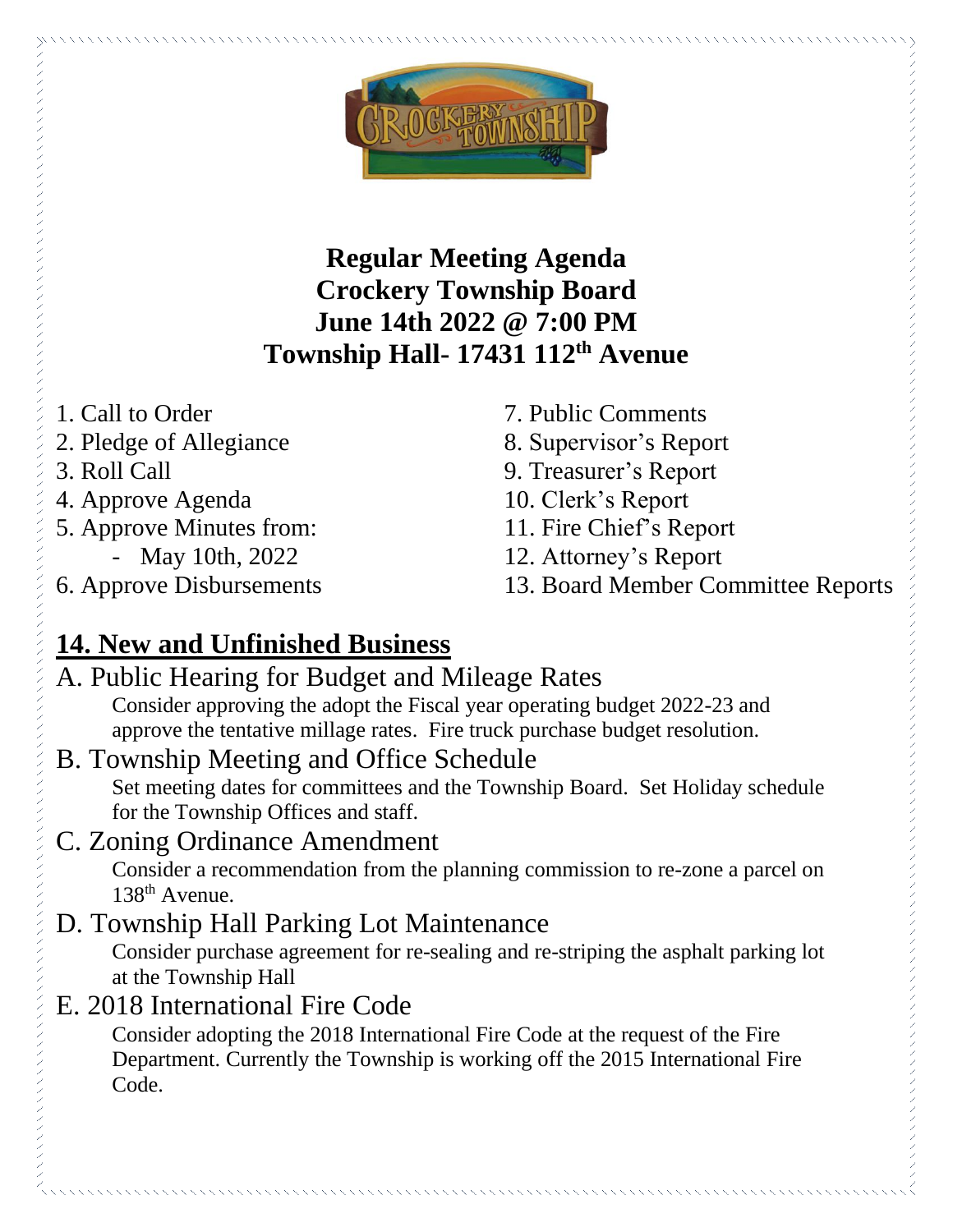# Regular Meeting Agenda
# Crockery Township Board
# June 14th 2022 @ 7:00 PM
# Township Hall- 17431 112th Avenue

1. Call to Order
2. Pledge of Allegiance
3. Roll Call
4. Approve Agenda
5. Approve Minutes from:
   - May 10th, 2022
6. Approve Disbursements
7. Public Comments
8. Supervisor's Report
9. Treasurer's Report
10. Clerk's Report
11. Fire Chief's Report
12. Attorney's Report
13. Board Member Committee Reports

## 14. New and Unfinished Business

A. Public Hearing for Budget and Mileage Rates

Consider approving the adopt the Fiscal year operating budget 2022-23 and approve the tentative millage rates. Fire truck purchase budget resolution.

B. Township Meeting and Office Schedule

Set meeting dates for committees and the Township Board. Set Holiday schedule for the Township Offices and staff.

C. Zoning Ordinance Amendment

Consider a recommendation from the planning commission to re-zone a parcel on 138th Avenue.

D. Township Hall Parking Lot Maintenance

Consider purchase agreement for re-sealing and re-striping the asphalt parking lot at the Township Hall

E. 2018 International Fire Code

Consider adopting the 2018 International Fire Code at the request of the Fire Department. Currently the Township is working off the 2015 International Fire Code.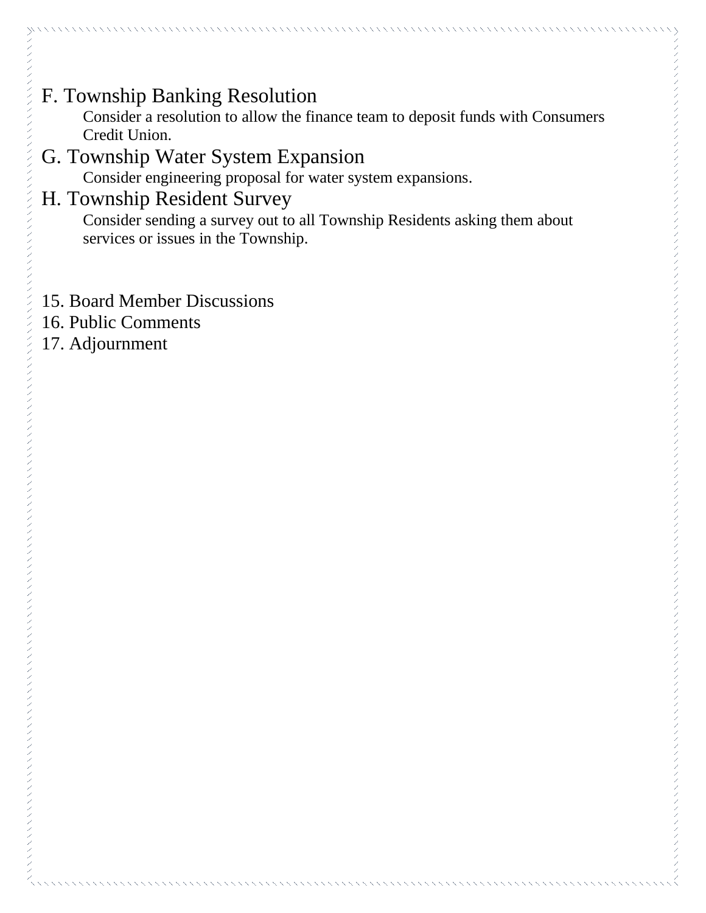## F. Township Banking Resolution

Consider a resolution to allow the finance team to deposit funds with Consumers Credit Union.

## G. Township Water System Expansion

Consider engineering proposal for water system expansions.

## H. Township Resident Survey

Consider sending a survey out to all Township Residents asking them about services or issues in the Township.

15. Board Member Discussions
16. Public Comments
17. Adjournment